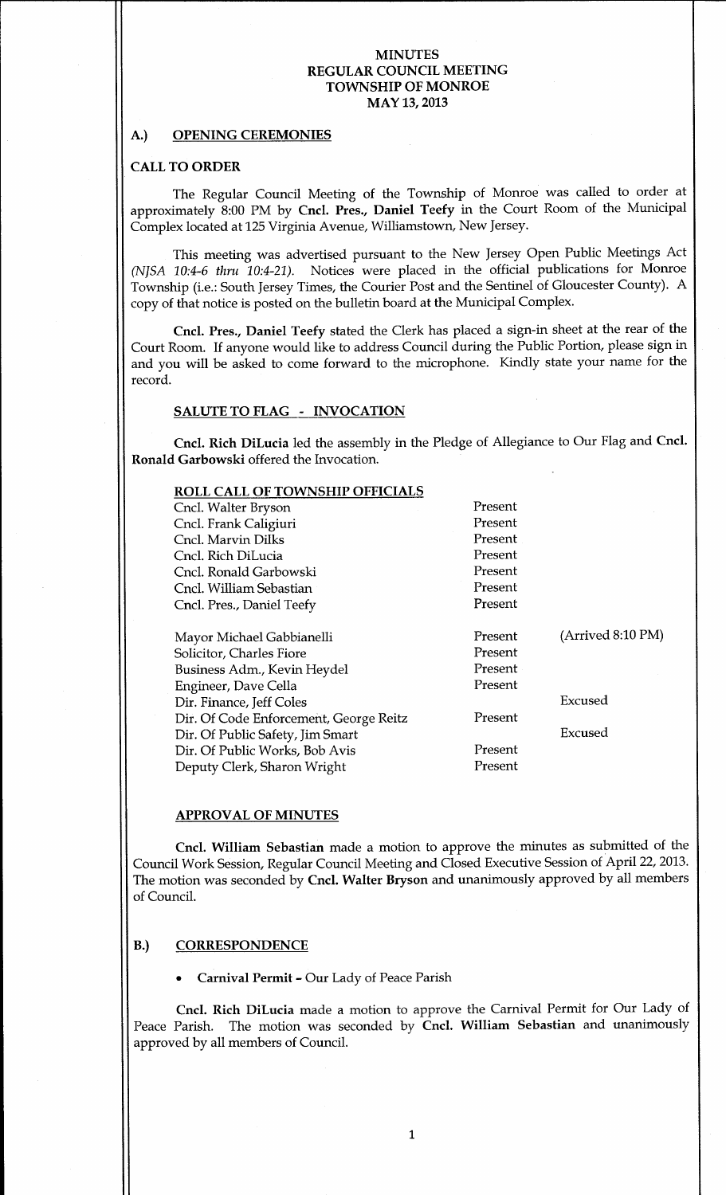# MINUTES
# REGULAR COUNCIL MEETING
# TOWNSHIP OF MONROE
# MAY 13, 2013

## A.) OPENING CEREMONIES

### CALL TO ORDER

The Regular Council Meeting of the Township of Monroe was called to order at approximately 8:00 PM by **Cncl. Pres., Daniel Teefy** in the Court Room of the Municipal Complex located at 125 Virginia Avenue, Williamstown, New Jersey.

This meeting was advertised pursuant to the New Jersey Open Public Meetings Act (*NJSA 10:4-6 thru 10:4-21*). Notices were placed in the official publications for Monroe Township (i.e.: South Jersey Times, the Courier Post and the Sentinel of Gloucester County). A copy of that notice is posted on the bulletin board at the Municipal Complex.

**Cncl. Pres., Daniel Teefy** stated the Clerk has placed a sign-in sheet at the rear of the Court Room. If anyone would like to address Council during the Public Portion, please sign in and you will be asked to come forward to the microphone. Kindly state your name for the record.

### SALUTE TO FLAG - INVOCATION

**Cncl. Rich DiLucia** led the assembly in the Pledge of Allegiance to Our Flag and **Cncl. Ronald Garbowski** offered the Invocation.

### ROLL CALL OF TOWNSHIP OFFICIALS

| | | |
|---|---|---|
| Cncl. Walter Bryson | Present | |
| Cncl. Frank Caligiuri | Present | |
| Cncl. Marvin Dilks | Present | |
| Cncl. Rich DiLucia | Present | |
| Cncl. Ronald Garbowski | Present | |
| Cncl. William Sebastian | Present | |
| Cncl. Pres., Daniel Teefy | Present | |
| Mayor Michael Gabbianelli | Present | (Arrived 8:10 PM) |
| Solicitor, Charles Fiore | Present | |
| Business Adm., Kevin Heydel | Present | |
| Engineer, Dave Cella | Present | |
| Dir. Finance, Jeff Coles | | Excused |
| Dir. Of Code Enforcement, George Reitz | Present | |
| Dir. Of Public Safety, Jim Smart | | Excused |
| Dir. Of Public Works, Bob Avis | Present | |
| Deputy Clerk, Sharon Wright | Present | |

### APPROVAL OF MINUTES

**Cncl. William Sebastian** made a motion to approve the minutes as submitted of the Council Work Session, Regular Council Meeting and Closed Executive Session of April 22, 2013. The motion was seconded by **Cncl. Walter Bryson** and unanimously approved by all members of Council.

## B.) CORRESPONDENCE

- **Carnival Permit -** Our Lady of Peace Parish

**Cncl. Rich DiLucia** made a motion to approve the Carnival Permit for Our Lady of Peace Parish. The motion was seconded by **Cncl. William Sebastian** and unanimously approved by all members of Council.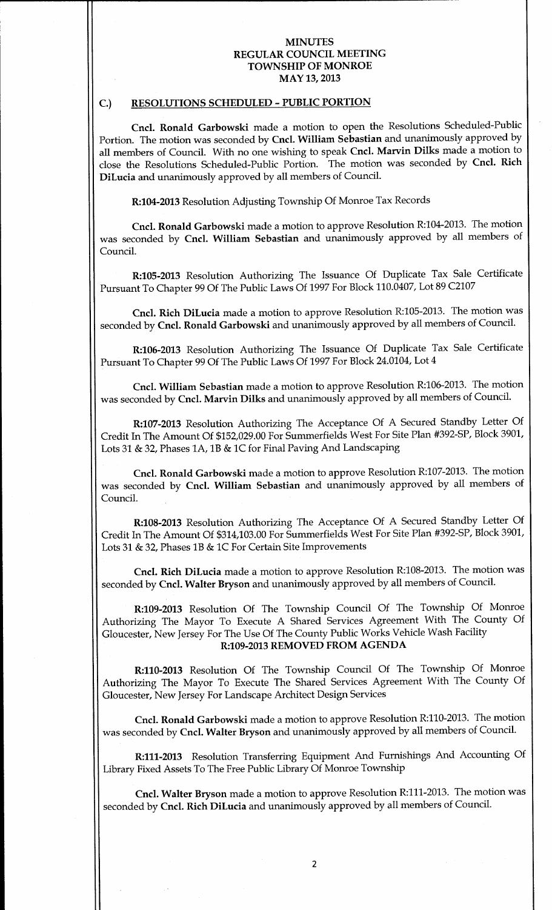# MINUTES
# REGULAR COUNCIL MEETING
# TOWNSHIP OF MONROE
# MAY 13, 2013

## C.) RESOLUTIONS SCHEDULED - PUBLIC PORTION

**Cncl. Ronald Garbowski** made a motion to open the Resolutions Scheduled-Public Portion. The motion was seconded by **Cncl. William Sebastian** and unanimously approved by all members of Council. With no one wishing to speak **Cncl. Marvin Dilks** made a motion to close the Resolutions Scheduled-Public Portion. The motion was seconded by **Cncl. Rich DiLucia** and unanimously approved by all members of Council.

**R:104-2013** Resolution Adjusting Township Of Monroe Tax Records

**Cncl. Ronald Garbowski** made a motion to approve Resolution R:104-2013. The motion was seconded by **Cncl. William Sebastian** and unanimously approved by all members of Council.

**R:105-2013** Resolution Authorizing The Issuance Of Duplicate Tax Sale Certificate Pursuant To Chapter 99 Of The Public Laws Of 1997 For Block 110.0407, Lot 89 C2107

**Cncl. Rich DiLucia** made a motion to approve Resolution R:105-2013. The motion was seconded by **Cncl. Ronald Garbowski** and unanimously approved by all members of Council.

**R:106-2013** Resolution Authorizing The Issuance Of Duplicate Tax Sale Certificate Pursuant To Chapter 99 Of The Public Laws Of 1997 For Block 24.0104, Lot 4

**Cncl. William Sebastian** made a motion to approve Resolution R:106-2013. The motion was seconded by **Cncl. Marvin Dilks** and unanimously approved by all members of Council.

**R:107-2013** Resolution Authorizing The Acceptance Of A Secured Standby Letter Of Credit In The Amount Of $152,029.00 For Summerfields West For Site Plan #392-SP, Block 3901, Lots 31 & 32, Phases 1A, 1B & 1C for Final Paving And Landscaping

**Cncl. Ronald Garbowski** made a motion to approve Resolution R:107-2013. The motion was seconded by **Cncl. William Sebastian** and unanimously approved by all members of Council.

**R:108-2013** Resolution Authorizing The Acceptance Of A Secured Standby Letter Of Credit In The Amount Of $314,103.00 For Summerfields West For Site Plan #392-SP, Block 3901, Lots 31 & 32, Phases 1B & 1C For Certain Site Improvements

**Cncl. Rich DiLucia** made a motion to approve Resolution R:108-2013. The motion was seconded by **Cncl. Walter Bryson** and unanimously approved by all members of Council.

**R:109-2013** Resolution Of The Township Council Of The Township Of Monroe Authorizing The Mayor To Execute A Shared Services Agreement With The County Of Gloucester, New Jersey For The Use Of The County Public Works Vehicle Wash Facility

**R:109-2013 REMOVED FROM AGENDA**

**R:110-2013** Resolution Of The Township Council Of The Township Of Monroe Authorizing The Mayor To Execute The Shared Services Agreement With The County Of Gloucester, New Jersey For Landscape Architect Design Services

**Cncl. Ronald Garbowski** made a motion to approve Resolution R:110-2013. The motion was seconded by **Cncl. Walter Bryson** and unanimously approved by all members of Council.

**R:111-2013** Resolution Transferring Equipment And Furnishings And Accounting Of Library Fixed Assets To The Free Public Library Of Monroe Township

**Cncl. Walter Bryson** made a motion to approve Resolution R:111-2013. The motion was seconded by **Cncl. Rich DiLucia** and unanimously approved by all members of Council.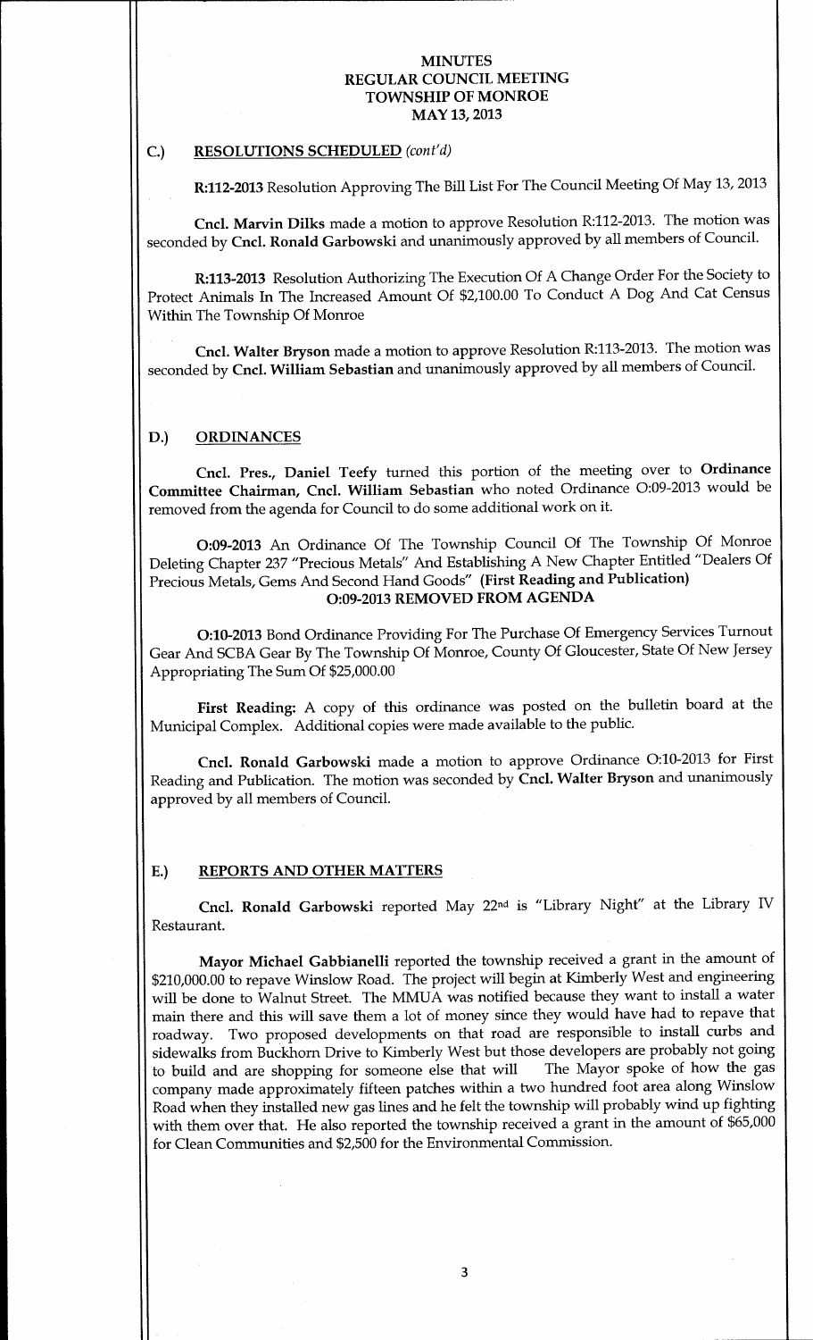# MINUTES
# REGULAR COUNCIL MEETING
# TOWNSHIP OF MONROE
# MAY 13, 2013

## C.) RESOLUTIONS SCHEDULED *(cont'd)*

**R:112-2013** Resolution Approving The Bill List For The Council Meeting Of May 13, 2013

**Cncl. Marvin Dilks** made a motion to approve Resolution R:112-2013. The motion was seconded by **Cncl. Ronald Garbowski** and unanimously approved by all members of Council.

**R:113-2013** Resolution Authorizing The Execution Of A Change Order For the Society to Protect Animals In The Increased Amount Of $2,100.00 To Conduct A Dog And Cat Census Within The Township Of Monroe

**Cncl. Walter Bryson** made a motion to approve Resolution R:113-2013. The motion was seconded by **Cncl. William Sebastian** and unanimously approved by all members of Council.

## D.) ORDINANCES

**Cncl. Pres., Daniel Teefy** turned this portion of the meeting over to **Ordinance Committee Chairman, Cncl. William Sebastian** who noted Ordinance O:09-2013 would be removed from the agenda for Council to do some additional work on it.

**O:09-2013** An Ordinance Of The Township Council Of The Township Of Monroe Deleting Chapter 237 "Precious Metals" And Establishing A New Chapter Entitled "Dealers Of Precious Metals, Gems And Second Hand Goods" **(First Reading and Publication)**
**O:09-2013 REMOVED FROM AGENDA**

**O:10-2013** Bond Ordinance Providing For The Purchase Of Emergency Services Turnout Gear And SCBA Gear By The Township Of Monroe, County Of Gloucester, State Of New Jersey Appropriating The Sum Of $25,000.00

**First Reading:** A copy of this ordinance was posted on the bulletin board at the Municipal Complex. Additional copies were made available to the public.

**Cncl. Ronald Garbowski** made a motion to approve Ordinance O:10-2013 for First Reading and Publication. The motion was seconded by **Cncl. Walter Bryson** and unanimously approved by all members of Council.

## E.) REPORTS AND OTHER MATTERS

**Cncl. Ronald Garbowski** reported May 22nd is "Library Night" at the Library IV Restaurant.

**Mayor Michael Gabbianelli** reported the township received a grant in the amount of $210,000.00 to repave Winslow Road. The project will begin at Kimberly West and engineering will be done to Walnut Street. The MMUA was notified because they want to install a water main there and this will save them a lot of money since they would have had to repave that roadway. Two proposed developments on that road are responsible to install curbs and sidewalks from Buckhorn Drive to Kimberly West but those developers are probably not going to build and are shopping for someone else that will The Mayor spoke of how the gas company made approximately fifteen patches within a two hundred foot area along Winslow Road when they installed new gas lines and he felt the township will probably wind up fighting with them over that. He also reported the township received a grant in the amount of $65,000 for Clean Communities and $2,500 for the Environmental Commission.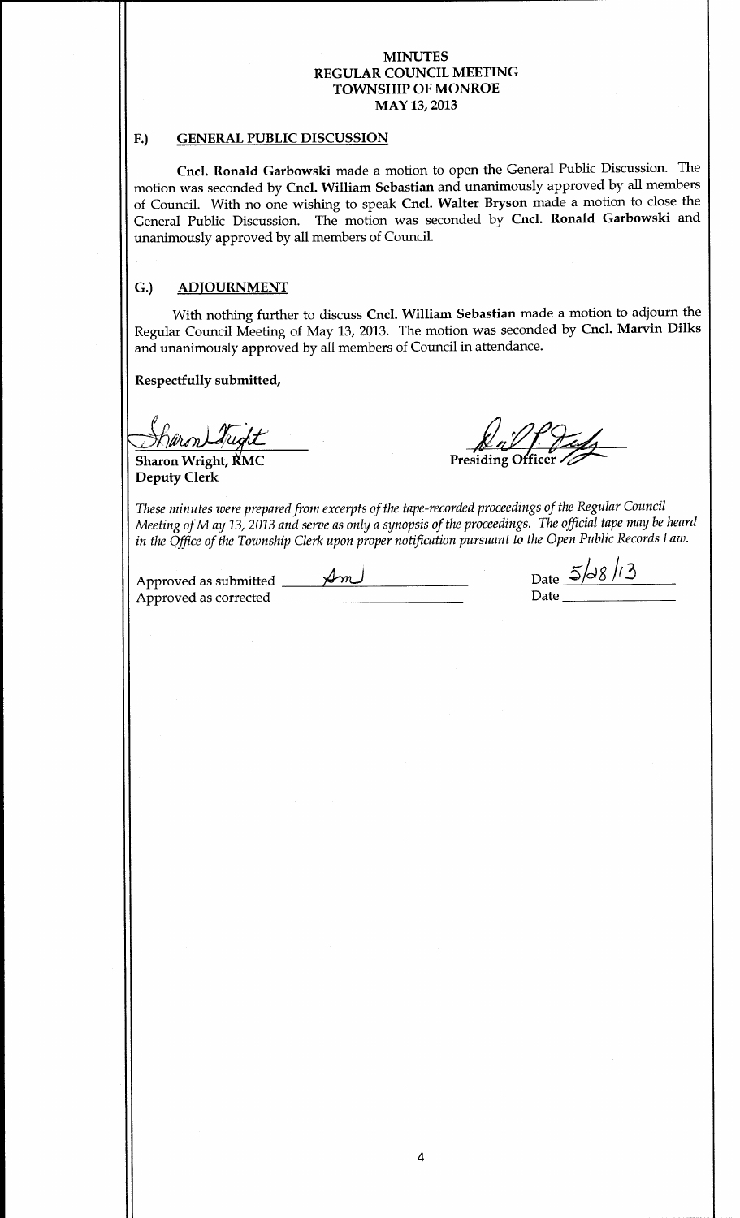MINUTES
REGULAR COUNCIL MEETING
TOWNSHIP OF MONROE
MAY 13, 2013

## F.) GENERAL PUBLIC DISCUSSION

**Cncl. Ronald Garbowski** made a motion to open the General Public Discussion. The motion was seconded by **Cncl. William Sebastian** and unanimously approved by all members of Council. With no one wishing to speak **Cncl. Walter Bryson** made a motion to close the General Public Discussion. The motion was seconded by **Cncl. Ronald Garbowski** and unanimously approved by all members of Council.

## G.) ADJOURNMENT

With nothing further to discuss **Cncl. William Sebastian** made a motion to adjourn the Regular Council Meeting of May 13, 2013. The motion was seconded by **Cncl. Marvin Dilks** and unanimously approved by all members of Council in attendance.

**Respectfully submitted,**

**Sharon Wright, RMC**
**Deputy Clerk**

**Presiding Officer**

*These minutes were prepared from excerpts of the tape-recorded proceedings of the Regular Council Meeting of M ay 13, 2013 and serve as only a synopsis of the proceedings. The official tape may be heard in the Office of the Township Clerk upon proper notification pursuant to the Open Public Records Law.*

Approved as submitted AmJ Date 5/28/13
Approved as corrected ____________ Date ____________